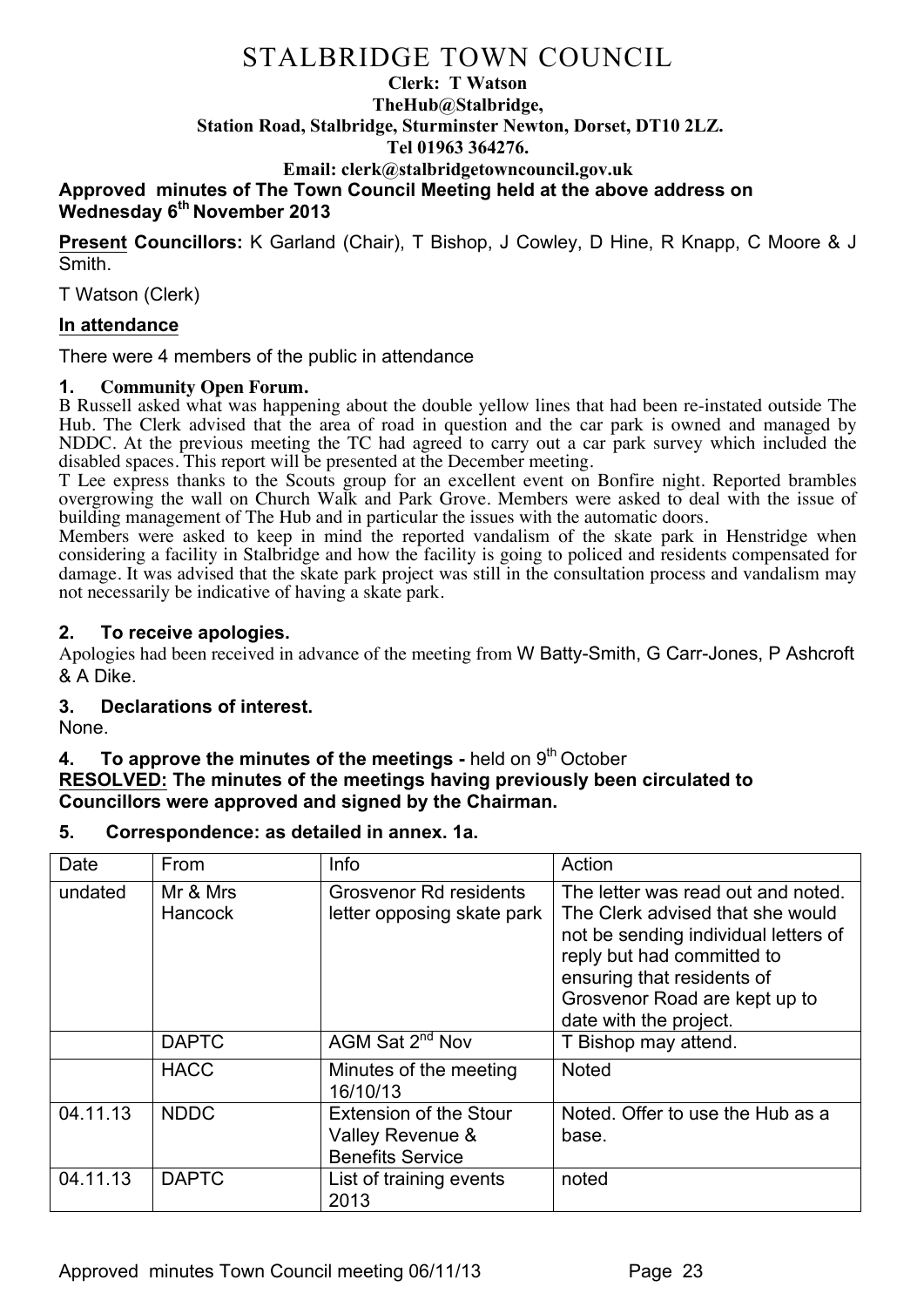# STALBRIDGE TOWN COUNCIL

**Clerk: T Watson**
**TheHub@Stalbridge,**
**Station Road, Stalbridge, Sturminster Newton, Dorset, DT10 2LZ.**
**Tel 01963 364276.**
**Email: clerk@stalbridgetowncouncil.gov.uk**

**Approved minutes of The Town Council Meeting held at the above address on Wednesday 6th November 2013**

**Present Councillors:** K Garland (Chair), T Bishop, J Cowley, D Hine, R Knapp, C Moore & J Smith.

T Watson (Clerk)

**In attendance**

There were 4 members of the public in attendance

**1. Community Open Forum.**

B Russell asked what was happening about the double yellow lines that had been re-instated outside The Hub. The Clerk advised that the area of road in question and the car park is owned and managed by NDDC. At the previous meeting the TC had agreed to carry out a car park survey which included the disabled spaces. This report will be presented at the December meeting.

T Lee express thanks to the Scouts group for an excellent event on Bonfire night. Reported brambles overgrowing the wall on Church Walk and Park Grove. Members were asked to deal with the issue of building management of The Hub and in particular the issues with the automatic doors.

Members were asked to keep in mind the reported vandalism of the skate park in Henstridge when considering a facility in Stalbridge and how the facility is going to policed and residents compensated for damage. It was advised that the skate park project was still in the consultation process and vandalism may not necessarily be indicative of having a skate park.

**2. To receive apologies.**

Apologies had been received in advance of the meeting from W Batty-Smith, G Carr-Jones, P Ashcroft & A Dike.

**3. Declarations of interest.**

None.

**4. To approve the minutes of the meetings -** held on 9th October

**RESOLVED: The minutes of the meetings having previously been circulated to Councillors were approved and signed by the Chairman.**

**5. Correspondence: as detailed in annex. 1a.**

| Date | From | Info | Action |
|---|---|---|---|
| undated | Mr & Mrs Hancock | Grosvenor Rd residents letter opposing skate park | The letter was read out and noted. The Clerk advised that she would not be sending individual letters of reply but had committed to ensuring that residents of Grosvenor Road are kept up to date with the project. |
| | DAPTC | AGM Sat 2nd Nov | T Bishop may attend. |
| | HACC | Minutes of the meeting 16/10/13 | Noted |
| 04.11.13 | NDDC | Extension of the Stour Valley Revenue & Benefits Service | Noted. Offer to use the Hub as a base. |
| 04.11.13 | DAPTC | List of training events 2013 | noted |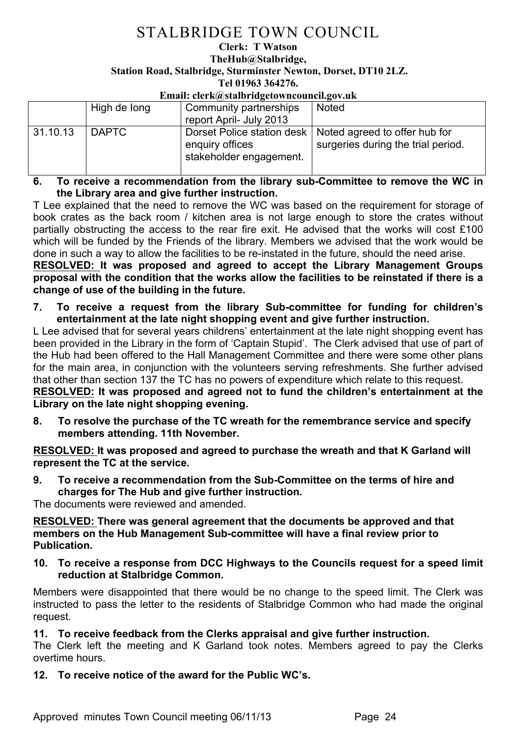# STALBRIDGE TOWN COUNCIL

**Clerk: T Watson**
**TheHub@Stalbridge,**
**Station Road, Stalbridge, Sturminster Newton, Dorset, DT10 2LZ.**
**Tel 01963 364276.**
**Email: clerk@stalbridgetowncouncil.gov.uk**

| | | | |
|---|---|---|---|
| | High de long | Community partnerships report April- July 2013 | Noted |
| 31.10.13 | DAPTC | Dorset Police station desk enquiry offices stakeholder engagement. | Noted agreed to offer hub for surgeries during the trial period. |

**6. To receive a recommendation from the library sub-Committee to remove the WC in the Library area and give further instruction.**

T Lee explained that the need to remove the WC was based on the requirement for storage of book crates as the back room / kitchen area is not large enough to store the crates without partially obstructing the access to the rear fire exit. He advised that the works will cost £100 which will be funded by the Friends of the library. Members we advised that the work would be done in such a way to allow the facilities to be re-instated in the future, should the need arise.

**RESOLVED: It was proposed and agreed to accept the Library Management Groups proposal with the condition that the works allow the facilities to be reinstated if there is a change of use of the building in the future.**

**7. To receive a request from the library Sub-committee for funding for children's entertainment at the late night shopping event and give further instruction.**

L Lee advised that for several years childrens' entertainment at the late night shopping event has been provided in the Library in the form of 'Captain Stupid'. The Clerk advised that use of part of the Hub had been offered to the Hall Management Committee and there were some other plans for the main area, in conjunction with the volunteers serving refreshments. She further advised that other than section 137 the TC has no powers of expenditure which relate to this request.

**RESOLVED: It was proposed and agreed not to fund the children's entertainment at the Library on the late night shopping evening.**

**8. To resolve the purchase of the TC wreath for the remembrance service and specify members attending. 11th November.**

**RESOLVED: It was proposed and agreed to purchase the wreath and that K Garland will represent the TC at the service.**

**9. To receive a recommendation from the Sub-Committee on the terms of hire and charges for The Hub and give further instruction.**

The documents were reviewed and amended.

**RESOLVED: There was general agreement that the documents be approved and that members on the Hub Management Sub-committee will have a final review prior to Publication.**

**10. To receive a response from DCC Highways to the Councils request for a speed limit reduction at Stalbridge Common.**

Members were disappointed that there would be no change to the speed limit. The Clerk was instructed to pass the letter to the residents of Stalbridge Common who had made the original request.

**11. To receive feedback from the Clerks appraisal and give further instruction.**

The Clerk left the meeting and K Garland took notes. Members agreed to pay the Clerks overtime hours.

**12. To receive notice of the award for the Public WC's.**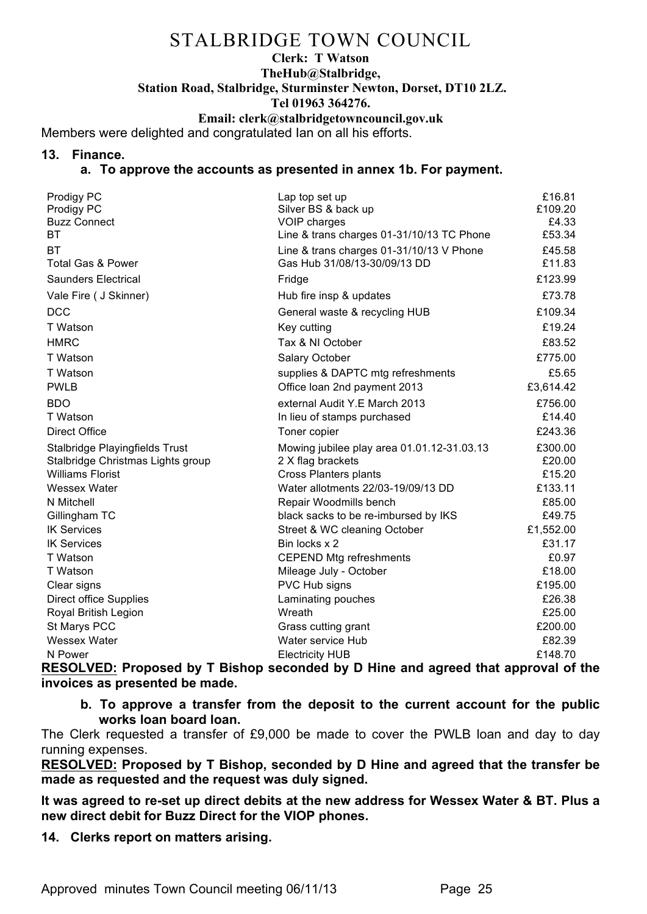# STALBRIDGE TOWN COUNCIL

**Clerk: T Watson**
**TheHub@Stalbridge,**
**Station Road, Stalbridge, Sturminster Newton, Dorset, DT10 2LZ.**
**Tel 01963 364276.**
**Email: clerk@stalbridgetowncouncil.gov.uk**

Members were delighted and congratulated Ian on all his efforts.

**13. Finance.**

**a. To approve the accounts as presented in annex 1b. For payment.**

| | | |
|---|---|---|
| Prodigy PC | Lap top set up | £16.81 |
| Prodigy PC | Silver BS & back up | £109.20 |
| Buzz Connect | VOIP charges | £4.33 |
| BT | Line & trans charges 01-31/10/13 TC Phone | £53.34 |
| BT | Line & trans charges 01-31/10/13 V Phone | £45.58 |
| Total Gas & Power | Gas Hub 31/08/13-30/09/13 DD | £11.83 |
| Saunders Electrical | Fridge | £123.99 |
| Vale Fire ( J Skinner) | Hub fire insp & updates | £73.78 |
| DCC | General waste & recycling HUB | £109.34 |
| T Watson | Key cutting | £19.24 |
| HMRC | Tax & NI October | £83.52 |
| T Watson | Salary October | £775.00 |
| T Watson | supplies & DAPTC mtg refreshments | £5.65 |
| PWLB | Office loan 2nd payment 2013 | £3,614.42 |
| BDO | external Audit Y.E March 2013 | £756.00 |
| T Watson | In lieu of stamps purchased | £14.40 |
| Direct Office | Toner copier | £243.36 |
| Stalbridge Playingfields Trust | Mowing jubilee play area 01.01.12-31.03.13 | £300.00 |
| Stalbridge Christmas Lights group | 2 X flag brackets | £20.00 |
| Williams Florist | Cross Planters plants | £15.20 |
| Wessex Water | Water allotments 22/03-19/09/13 DD | £133.11 |
| N Mitchell | Repair Woodmills bench | £85.00 |
| Gillingham TC | black sacks to be re-imbursed by IKS | £49.75 |
| IK Services | Street & WC cleaning October | £1,552.00 |
| IK Services | Bin locks x 2 | £31.17 |
| T Watson | CEPEND Mtg refreshments | £0.97 |
| T Watson | Mileage July - October | £18.00 |
| Clear signs | PVC Hub signs | £195.00 |
| Direct office Supplies | Laminating pouches | £26.38 |
| Royal British Legion | Wreath | £25.00 |
| St Marys PCC | Grass cutting grant | £200.00 |
| Wessex Water | Water service Hub | £82.39 |
| N Power | Electricity HUB | £148.70 |

**RESOLVED: Proposed by T Bishop seconded by D Hine and agreed that approval of the invoices as presented be made.**

**b. To approve a transfer from the deposit to the current account for the public works loan board loan.**

The Clerk requested a transfer of £9,000 be made to cover the PWLB loan and day to day running expenses.

**RESOLVED: Proposed by T Bishop, seconded by D Hine and agreed that the transfer be made as requested and the request was duly signed.**

**It was agreed to re-set up direct debits at the new address for Wessex Water & BT. Plus a new direct debit for Buzz Direct for the VIOP phones.**

**14. Clerks report on matters arising.**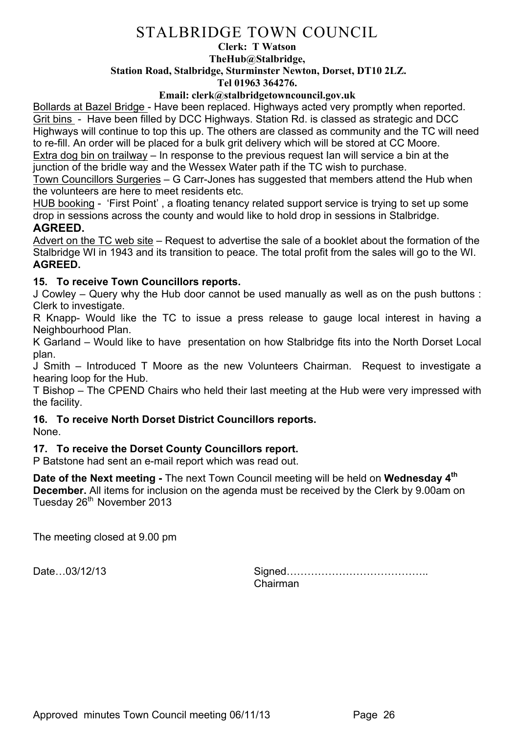# STALBRIDGE TOWN COUNCIL

**Clerk: T Watson**
**TheHub@Stalbridge,**
**Station Road, Stalbridge, Sturminster Newton, Dorset, DT10 2LZ.**
**Tel 01963 364276.**
**Email: clerk@stalbridgetowncouncil.gov.uk**

Bollards at Bazel Bridge - Have been replaced. Highways acted very promptly when reported.
Grit bins - Have been filled by DCC Highways. Station Rd. is classed as strategic and DCC Highways will continue to top this up. The others are classed as community and the TC will need to re-fill. An order will be placed for a bulk grit delivery which will be stored at CC Moore.
Extra dog bin on trailway – In response to the previous request Ian will service a bin at the junction of the bridle way and the Wessex Water path if the TC wish to purchase.
Town Councillors Surgeries – G Carr-Jones has suggested that members attend the Hub when the volunteers are here to meet residents etc.
HUB booking - 'First Point' , a floating tenancy related support service is trying to set up some drop in sessions across the county and would like to hold drop in sessions in Stalbridge.
**AGREED.**
Advert on the TC web site – Request to advertise the sale of a booklet about the formation of the Stalbridge WI in 1943 and its transition to peace. The total profit from the sales will go to the WI.
**AGREED.**

**15. To receive Town Councillors reports.**

J Cowley – Query why the Hub door cannot be used manually as well as on the push buttons : Clerk to investigate.
R Knapp- Would like the TC to issue a press release to gauge local interest in having a Neighbourhood Plan.
K Garland – Would like to have presentation on how Stalbridge fits into the North Dorset Local plan.
J Smith – Introduced T Moore as the new Volunteers Chairman. Request to investigate a hearing loop for the Hub.
T Bishop – The CPEND Chairs who held their last meeting at the Hub were very impressed with the facility.

**16. To receive North Dorset District Councillors reports.**

None.

**17. To receive the Dorset County Councillors report.**

P Batstone had sent an e-mail report which was read out.

**Date of the Next meeting -** The next Town Council meeting will be held on **Wednesday 4th December.** All items for inclusion on the agenda must be received by the Clerk by 9.00am on Tuesday 26th November 2013

The meeting closed at 9.00 pm

Date…03/12/13 Signed…………………………………..
Chairman